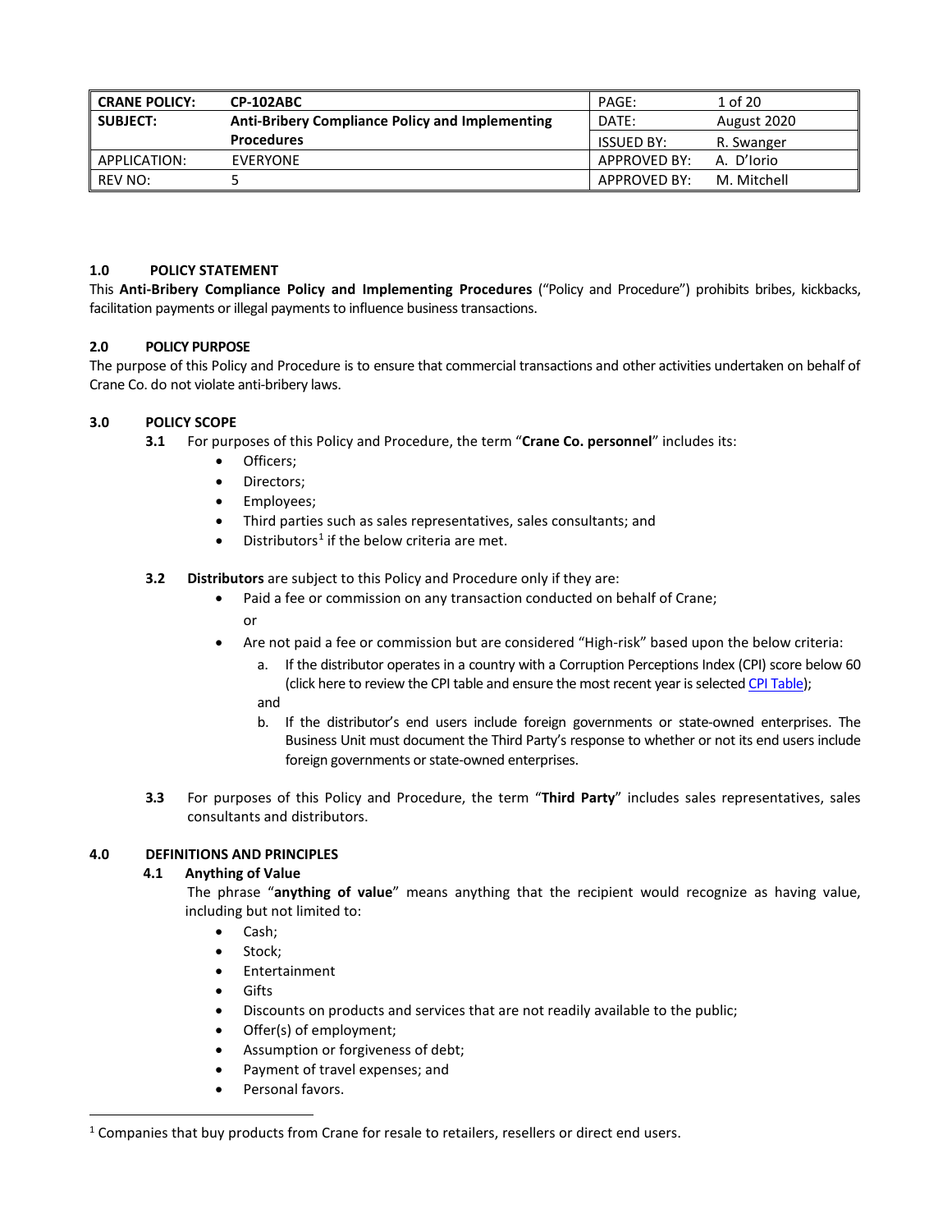| CRANE POLICY: | CP-102ABC | PAGE: | 1 of 20 |
|---|---|---|---|
| SUBJECT: | Anti-Bribery Compliance Policy and Implementing Procedures | DATE: | August 2020 |
| | | ISSUED BY: | R. Swanger |
| APPLICATION: | EVERYONE | APPROVED BY: | A. D'Iorio |
| REV NO: | 5 | APPROVED BY: | M. Mitchell |

## 1.0 POLICY STATEMENT

This **Anti-Bribery Compliance Policy and Implementing Procedures** ("Policy and Procedure") prohibits bribes, kickbacks, facilitation payments or illegal payments to influence business transactions.

## 2.0 POLICY PURPOSE

The purpose of this Policy and Procedure is to ensure that commercial transactions and other activities undertaken on behalf of Crane Co. do not violate anti-bribery laws.

## 3.0 POLICY SCOPE

**3.1** For purposes of this Policy and Procedure, the term "**Crane Co. personnel**" includes its:

- Officers;
- Directors;
- Employees;
- Third parties such as sales representatives, sales consultants; and
- Distributors[1] if the below criteria are met.

**3.2** **Distributors** are subject to this Policy and Procedure only if they are:

- Paid a fee or commission on any transaction conducted on behalf of Crane;

  or

- Are not paid a fee or commission but are considered "High-risk" based upon the below criteria:
  a. If the distributor operates in a country with a Corruption Perceptions Index (CPI) score below 60 (click here to review the CPI table and ensure the most recent year is selected CPI Table);

  and

  b. If the distributor's end users include foreign governments or state-owned enterprises. The Business Unit must document the Third Party's response to whether or not its end users include foreign governments or state-owned enterprises.

**3.3** For purposes of this Policy and Procedure, the term "**Third Party**" includes sales representatives, sales consultants and distributors.

## 4.0 DEFINITIONS AND PRINCIPLES

### 4.1 Anything of Value

The phrase "**anything of value**" means anything that the recipient would recognize as having value, including but not limited to:

- Cash;
- Stock;
- Entertainment
- Gifts
- Discounts on products and services that are not readily available to the public;
- Offer(s) of employment;
- Assumption or forgiveness of debt;
- Payment of travel expenses; and
- Personal favors.

[1] Companies that buy products from Crane for resale to retailers, resellers or direct end users.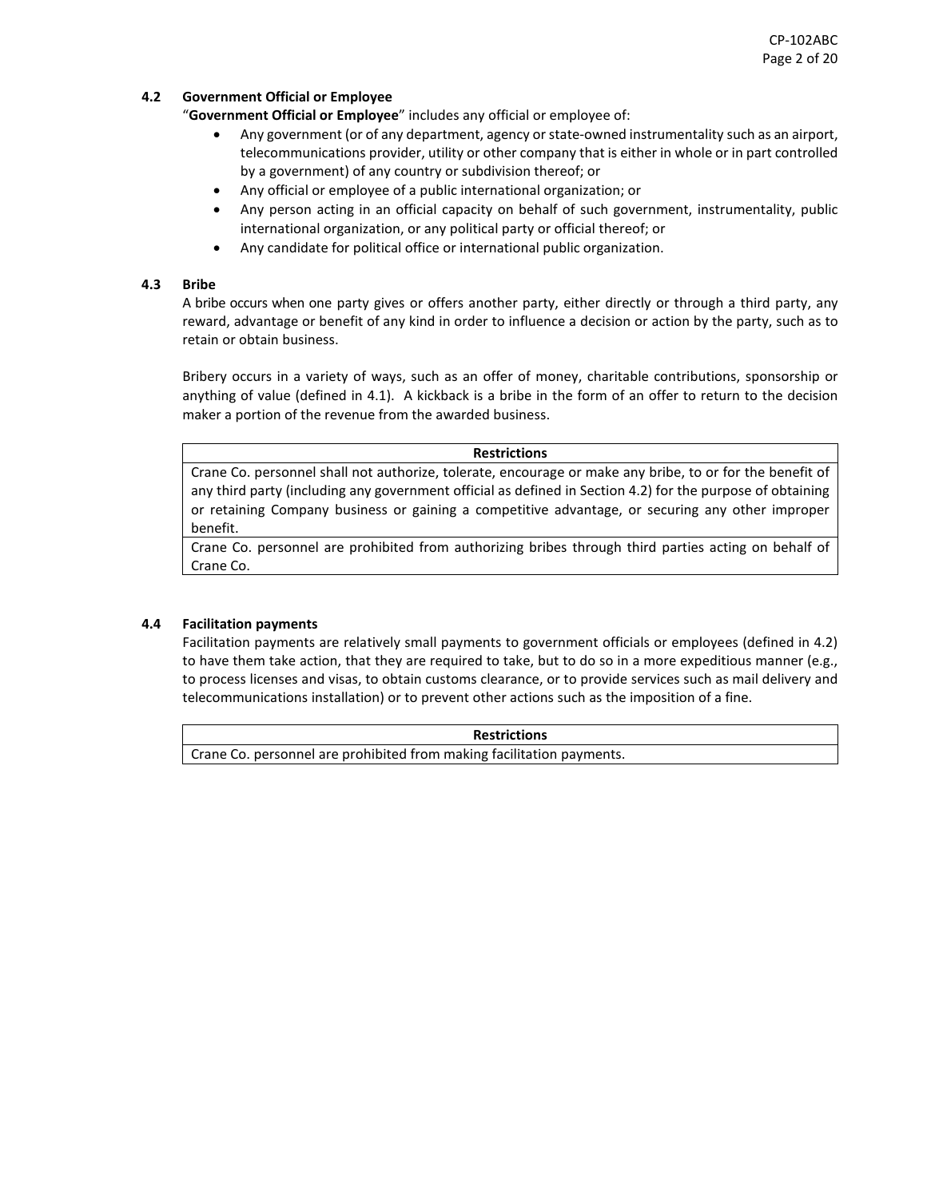### 4.2 Government Official or Employee

"**Government Official or Employee**" includes any official or employee of:

- Any government (or of any department, agency or state-owned instrumentality such as an airport, telecommunications provider, utility or other company that is either in whole or in part controlled by a government) of any country or subdivision thereof; or
- Any official or employee of a public international organization; or
- Any person acting in an official capacity on behalf of such government, instrumentality, public international organization, or any political party or official thereof; or
- Any candidate for political office or international public organization.

### 4.3 Bribe

A bribe occurs when one party gives or offers another party, either directly or through a third party, any reward, advantage or benefit of any kind in order to influence a decision or action by the party, such as to retain or obtain business.

Bribery occurs in a variety of ways, such as an offer of money, charitable contributions, sponsorship or anything of value (defined in 4.1). A kickback is a bribe in the form of an offer to return to the decision maker a portion of the revenue from the awarded business.

| Restrictions |
|---|
| Crane Co. personnel shall not authorize, tolerate, encourage or make any bribe, to or for the benefit of any third party (including any government official as defined in Section 4.2) for the purpose of obtaining or retaining Company business or gaining a competitive advantage, or securing any other improper benefit. |
| Crane Co. personnel are prohibited from authorizing bribes through third parties acting on behalf of Crane Co. |

### 4.4 Facilitation payments

Facilitation payments are relatively small payments to government officials or employees (defined in 4.2) to have them take action, that they are required to take, but to do so in a more expeditious manner (e.g., to process licenses and visas, to obtain customs clearance, or to provide services such as mail delivery and telecommunications installation) or to prevent other actions such as the imposition of a fine.

| Restrictions |
|---|
| Crane Co. personnel are prohibited from making facilitation payments. |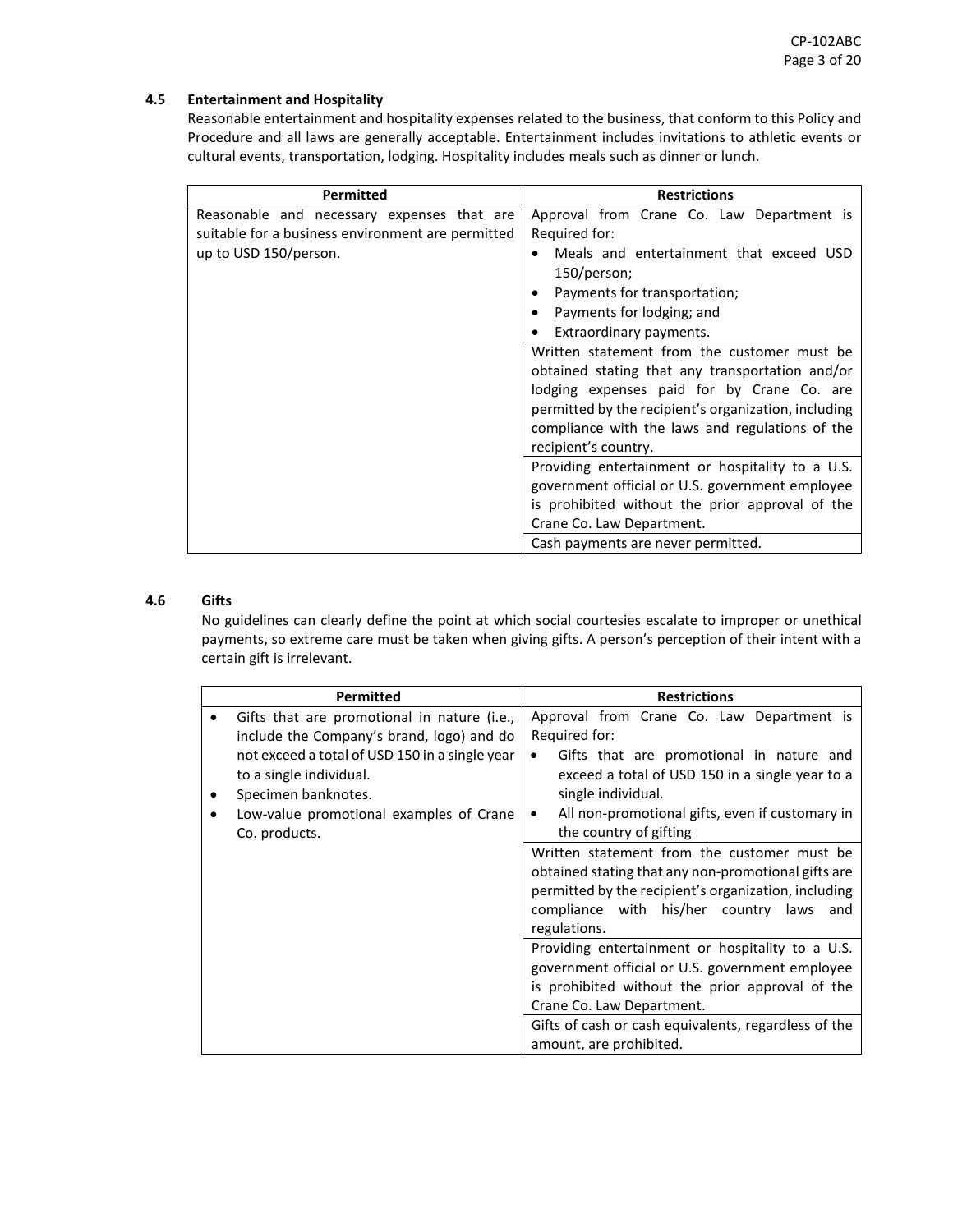### 4.5 Entertainment and Hospitality

Reasonable entertainment and hospitality expenses related to the business, that conform to this Policy and Procedure and all laws are generally acceptable. Entertainment includes invitations to athletic events or cultural events, transportation, lodging. Hospitality includes meals such as dinner or lunch.

| Permitted | Restrictions |
|---|---|
| Reasonable and necessary expenses that are suitable for a business environment are permitted up to USD 150/person. | Approval from Crane Co. Law Department is Required for:<br>• Meals and entertainment that exceed USD 150/person;<br>• Payments for transportation;<br>• Payments for lodging; and<br>• Extraordinary payments. |
| | Written statement from the customer must be obtained stating that any transportation and/or lodging expenses paid for by Crane Co. are permitted by the recipient's organization, including compliance with the laws and regulations of the recipient's country. |
| | Providing entertainment or hospitality to a U.S. government official or U.S. government employee is prohibited without the prior approval of the Crane Co. Law Department. |
| | Cash payments are never permitted. |

### 4.6 Gifts

No guidelines can clearly define the point at which social courtesies escalate to improper or unethical payments, so extreme care must be taken when giving gifts. A person's perception of their intent with a certain gift is irrelevant.

| Permitted | Restrictions |
|---|---|
| • Gifts that are promotional in nature (i.e., include the Company's brand, logo) and do not exceed a total of USD 150 in a single year to a single individual.<br>• Specimen banknotes.<br>• Low-value promotional examples of Crane Co. products. | Approval from Crane Co. Law Department is Required for:<br>• Gifts that are promotional in nature and exceed a total of USD 150 in a single year to a single individual.<br>• All non-promotional gifts, even if customary in the country of gifting |
| | Written statement from the customer must be obtained stating that any non-promotional gifts are permitted by the recipient's organization, including compliance with his/her country laws and regulations. |
| | Providing entertainment or hospitality to a U.S. government official or U.S. government employee is prohibited without the prior approval of the Crane Co. Law Department. |
| | Gifts of cash or cash equivalents, regardless of the amount, are prohibited. |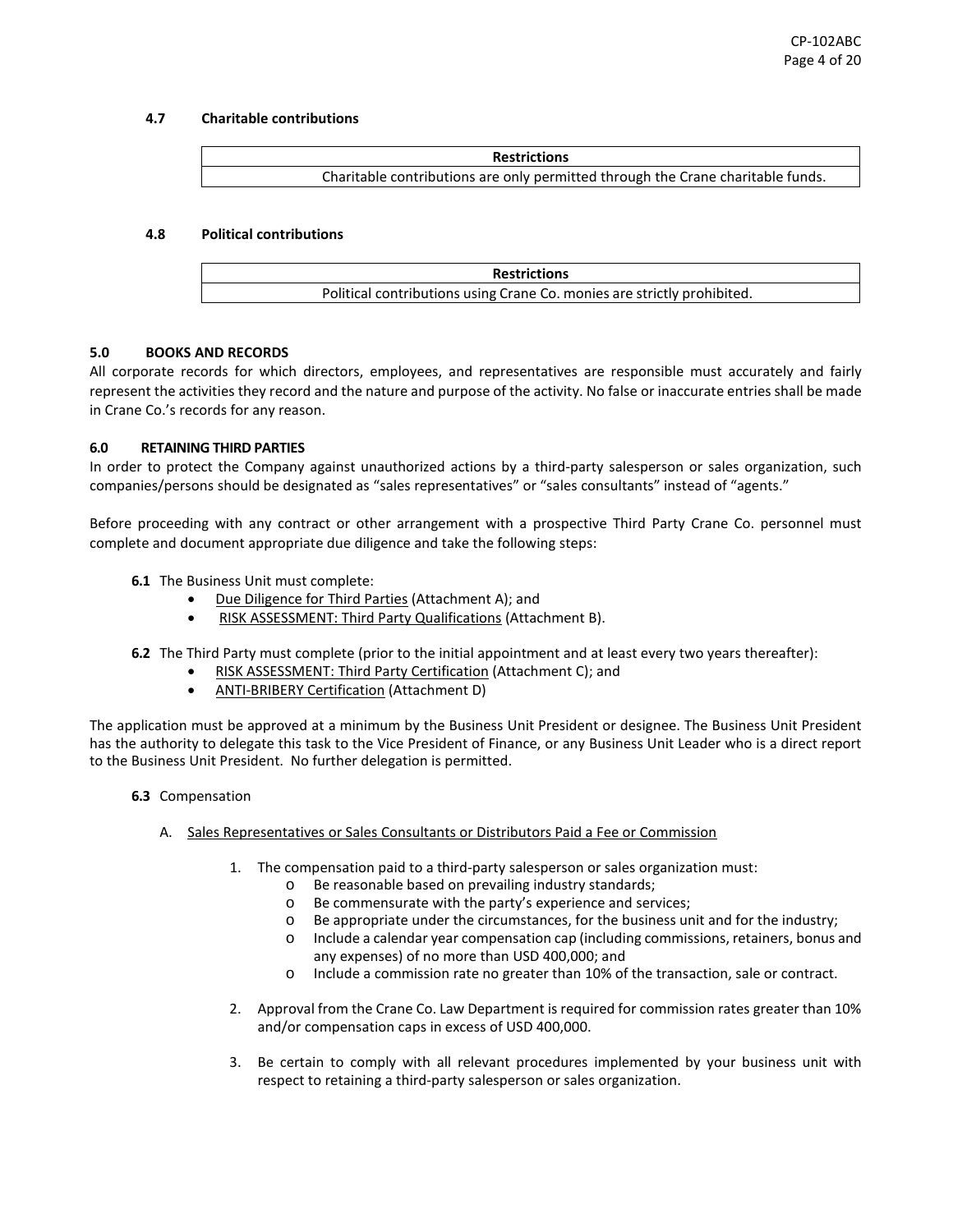### 4.7 Charitable contributions

| Restrictions |
|---|
| Charitable contributions are only permitted through the Crane charitable funds. |

### 4.8 Political contributions

| Restrictions |
|---|
| Political contributions using Crane Co. monies are strictly prohibited. |

## 5.0 BOOKS AND RECORDS

All corporate records for which directors, employees, and representatives are responsible must accurately and fairly represent the activities they record and the nature and purpose of the activity. No false or inaccurate entries shall be made in Crane Co.'s records for any reason.

## 6.0 RETAINING THIRD PARTIES

In order to protect the Company against unauthorized actions by a third-party salesperson or sales organization, such companies/persons should be designated as "sales representatives" or "sales consultants" instead of "agents."

Before proceeding with any contract or other arrangement with a prospective Third Party Crane Co. personnel must complete and document appropriate due diligence and take the following steps:

**6.1** The Business Unit must complete:

- Due Diligence for Third Parties (Attachment A); and
- RISK ASSESSMENT: Third Party Qualifications (Attachment B).

**6.2** The Third Party must complete (prior to the initial appointment and at least every two years thereafter):

- RISK ASSESSMENT: Third Party Certification (Attachment C); and
- ANTI-BRIBERY Certification (Attachment D)

The application must be approved at a minimum by the Business Unit President or designee. The Business Unit President has the authority to delegate this task to the Vice President of Finance, or any Business Unit Leader who is a direct report to the Business Unit President. No further delegation is permitted.

**6.3** Compensation

A. Sales Representatives or Sales Consultants or Distributors Paid a Fee or Commission

1. The compensation paid to a third-party salesperson or sales organization must:
   - Be reasonable based on prevailing industry standards;
   - Be commensurate with the party's experience and services;
   - Be appropriate under the circumstances, for the business unit and for the industry;
   - Include a calendar year compensation cap (including commissions, retainers, bonus and any expenses) of no more than USD 400,000; and
   - Include a commission rate no greater than 10% of the transaction, sale or contract.
2. Approval from the Crane Co. Law Department is required for commission rates greater than 10% and/or compensation caps in excess of USD 400,000.
3. Be certain to comply with all relevant procedures implemented by your business unit with respect to retaining a third-party salesperson or sales organization.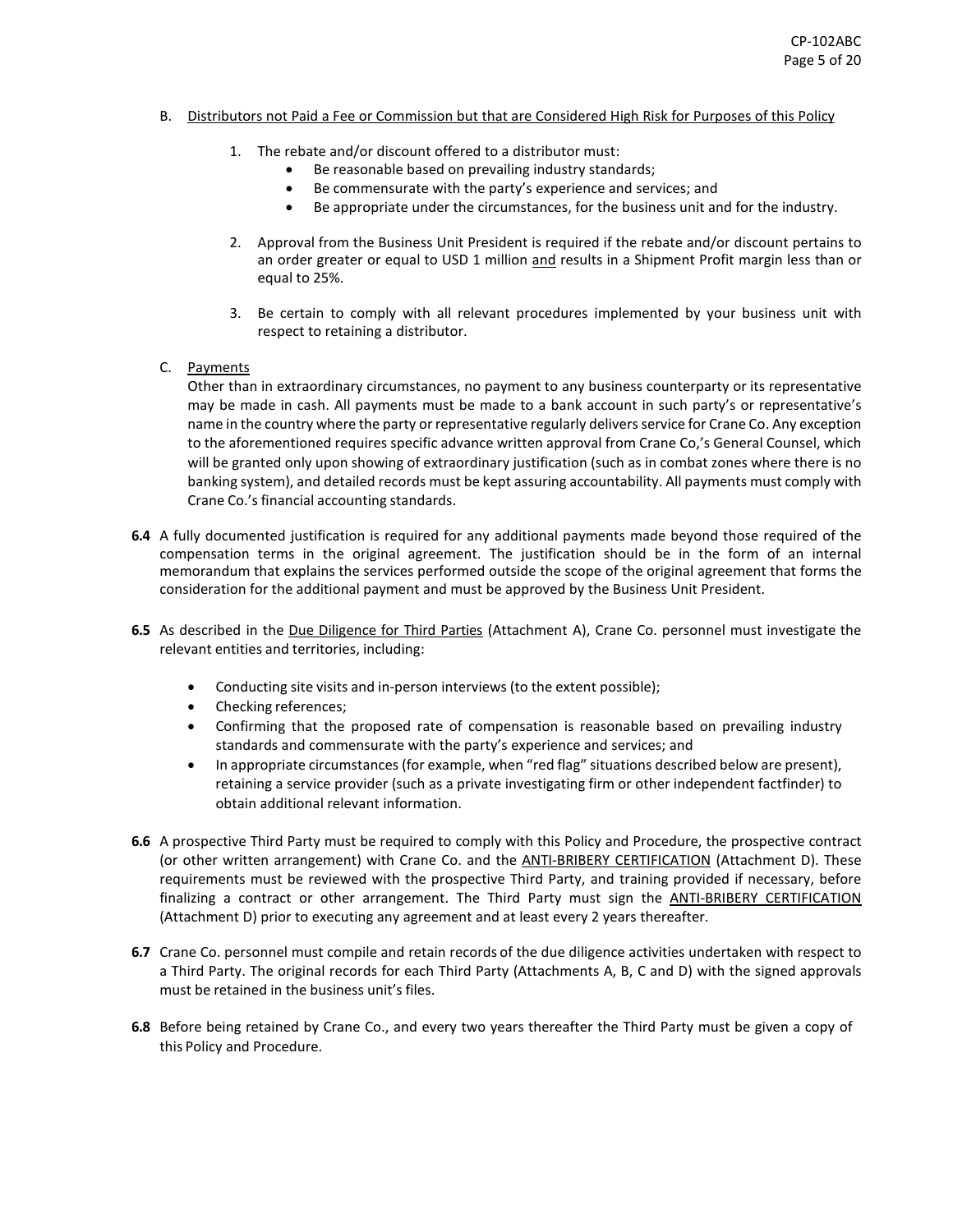B. <u>Distributors not Paid a Fee or Commission but that are Considered High Risk for Purposes of this Policy</u>

1. The rebate and/or discount offered to a distributor must:
   - Be reasonable based on prevailing industry standards;
   - Be commensurate with the party's experience and services; and
   - Be appropriate under the circumstances, for the business unit and for the industry.

2. Approval from the Business Unit President is required if the rebate and/or discount pertains to an order greater or equal to USD 1 million <u>and</u> results in a Shipment Profit margin less than or equal to 25%.

3. Be certain to comply with all relevant procedures implemented by your business unit with respect to retaining a distributor.

C. <u>Payments</u>

Other than in extraordinary circumstances, no payment to any business counterparty or its representative may be made in cash. All payments must be made to a bank account in such party's or representative's name in the country where the party or representative regularly delivers service for Crane Co. Any exception to the aforementioned requires specific advance written approval from Crane Co,'s General Counsel, which will be granted only upon showing of extraordinary justification (such as in combat zones where there is no banking system), and detailed records must be kept assuring accountability. All payments must comply with Crane Co.'s financial accounting standards.

**6.4** A fully documented justification is required for any additional payments made beyond those required of the compensation terms in the original agreement. The justification should be in the form of an internal memorandum that explains the services performed outside the scope of the original agreement that forms the consideration for the additional payment and must be approved by the Business Unit President.

**6.5** As described in the <u>Due Diligence for Third Parties</u> (Attachment A), Crane Co. personnel must investigate the relevant entities and territories, including:

- Conducting site visits and in-person interviews (to the extent possible);
- Checking references;
- Confirming that the proposed rate of compensation is reasonable based on prevailing industry standards and commensurate with the party's experience and services; and
- In appropriate circumstances (for example, when "red flag" situations described below are present), retaining a service provider (such as a private investigating firm or other independent factfinder) to obtain additional relevant information.

**6.6** A prospective Third Party must be required to comply with this Policy and Procedure, the prospective contract (or other written arrangement) with Crane Co. and the <u>ANTI-BRIBERY CERTIFICATION</u> (Attachment D). These requirements must be reviewed with the prospective Third Party, and training provided if necessary, before finalizing a contract or other arrangement. The Third Party must sign the <u>ANTI-BRIBERY CERTIFICATION</u> (Attachment D) prior to executing any agreement and at least every 2 years thereafter.

**6.7** Crane Co. personnel must compile and retain records of the due diligence activities undertaken with respect to a Third Party. The original records for each Third Party (Attachments A, B, C and D) with the signed approvals must be retained in the business unit's files.

**6.8** Before being retained by Crane Co., and every two years thereafter the Third Party must be given a copy of this Policy and Procedure.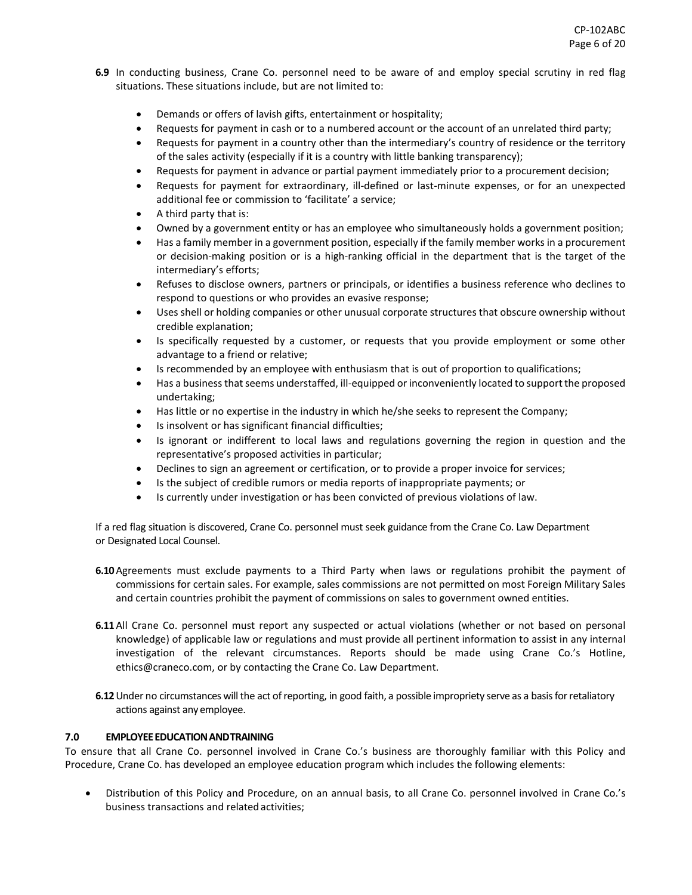**6.9** In conducting business, Crane Co. personnel need to be aware of and employ special scrutiny in red flag situations. These situations include, but are not limited to:

- Demands or offers of lavish gifts, entertainment or hospitality;
- Requests for payment in cash or to a numbered account or the account of an unrelated third party;
- Requests for payment in a country other than the intermediary's country of residence or the territory of the sales activity (especially if it is a country with little banking transparency);
- Requests for payment in advance or partial payment immediately prior to a procurement decision;
- Requests for payment for extraordinary, ill-defined or last-minute expenses, or for an unexpected additional fee or commission to 'facilitate' a service;
- A third party that is:
- Owned by a government entity or has an employee who simultaneously holds a government position;
- Has a family member in a government position, especially if the family member works in a procurement or decision-making position or is a high-ranking official in the department that is the target of the intermediary's efforts;
- Refuses to disclose owners, partners or principals, or identifies a business reference who declines to respond to questions or who provides an evasive response;
- Uses shell or holding companies or other unusual corporate structures that obscure ownership without credible explanation;
- Is specifically requested by a customer, or requests that you provide employment or some other advantage to a friend or relative;
- Is recommended by an employee with enthusiasm that is out of proportion to qualifications;
- Has a business that seems understaffed, ill-equipped or inconveniently located to support the proposed undertaking;
- Has little or no expertise in the industry in which he/she seeks to represent the Company;
- Is insolvent or has significant financial difficulties;
- Is ignorant or indifferent to local laws and regulations governing the region in question and the representative's proposed activities in particular;
- Declines to sign an agreement or certification, or to provide a proper invoice for services;
- Is the subject of credible rumors or media reports of inappropriate payments; or
- Is currently under investigation or has been convicted of previous violations of law.

If a red flag situation is discovered, Crane Co. personnel must seek guidance from the Crane Co. Law Department or Designated Local Counsel.

**6.10** Agreements must exclude payments to a Third Party when laws or regulations prohibit the payment of commissions for certain sales. For example, sales commissions are not permitted on most Foreign Military Sales and certain countries prohibit the payment of commissions on sales to government owned entities.

**6.11** All Crane Co. personnel must report any suspected or actual violations (whether or not based on personal knowledge) of applicable law or regulations and must provide all pertinent information to assist in any internal investigation of the relevant circumstances. Reports should be made using Crane Co.'s Hotline, ethics@craneco.com, or by contacting the Crane Co. Law Department.

**6.12** Under no circumstances will the act of reporting, in good faith, a possible impropriety serve as a basis for retaliatory actions against any employee.

## 7.0 EMPLOYEE EDUCATION AND TRAINING

To ensure that all Crane Co. personnel involved in Crane Co.'s business are thoroughly familiar with this Policy and Procedure, Crane Co. has developed an employee education program which includes the following elements:

- Distribution of this Policy and Procedure, on an annual basis, to all Crane Co. personnel involved in Crane Co.'s business transactions and related activities;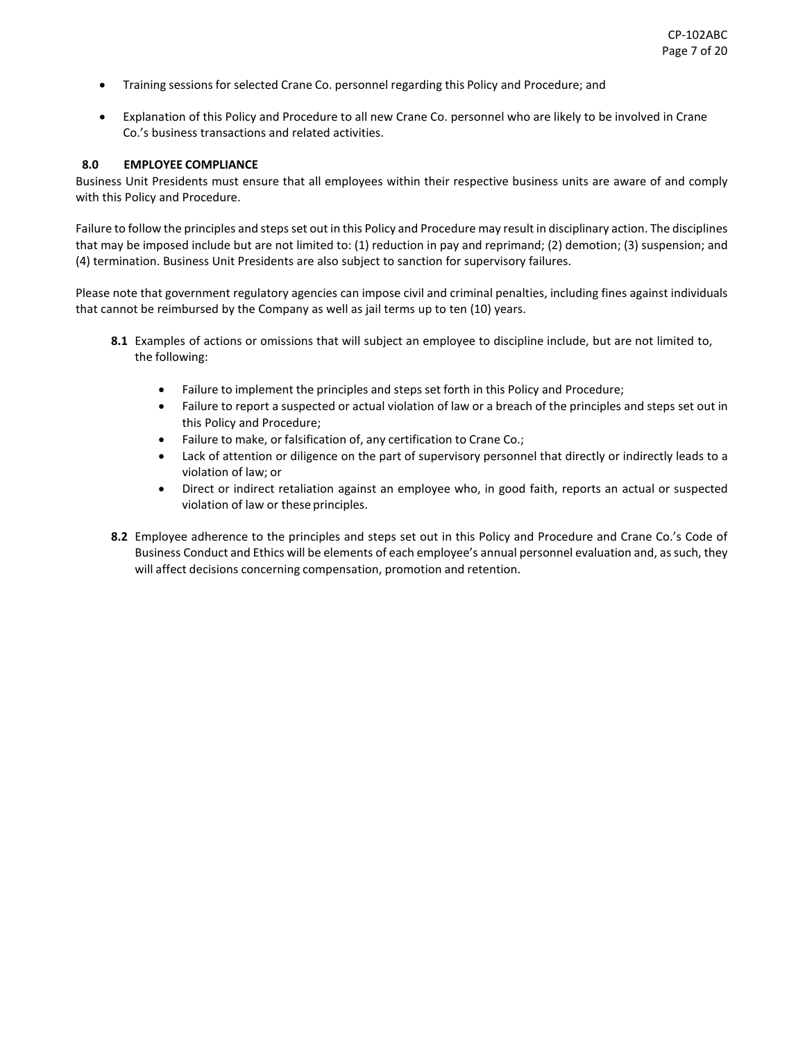- Training sessions for selected Crane Co. personnel regarding this Policy and Procedure; and

- Explanation of this Policy and Procedure to all new Crane Co. personnel who are likely to be involved in Crane Co.'s business transactions and related activities.

## 8.0 EMPLOYEE COMPLIANCE

Business Unit Presidents must ensure that all employees within their respective business units are aware of and comply with this Policy and Procedure.

Failure to follow the principles and steps set out in this Policy and Procedure may result in disciplinary action. The disciplines that may be imposed include but are not limited to: (1) reduction in pay and reprimand; (2) demotion; (3) suspension; and (4) termination. Business Unit Presidents are also subject to sanction for supervisory failures.

Please note that government regulatory agencies can impose civil and criminal penalties, including fines against individuals that cannot be reimbursed by the Company as well as jail terms up to ten (10) years.

**8.1** Examples of actions or omissions that will subject an employee to discipline include, but are not limited to, the following:

- Failure to implement the principles and steps set forth in this Policy and Procedure;
- Failure to report a suspected or actual violation of law or a breach of the principles and steps set out in this Policy and Procedure;
- Failure to make, or falsification of, any certification to Crane Co.;
- Lack of attention or diligence on the part of supervisory personnel that directly or indirectly leads to a violation of law; or
- Direct or indirect retaliation against an employee who, in good faith, reports an actual or suspected violation of law or these principles.

**8.2** Employee adherence to the principles and steps set out in this Policy and Procedure and Crane Co.'s Code of Business Conduct and Ethics will be elements of each employee's annual personnel evaluation and, as such, they will affect decisions concerning compensation, promotion and retention.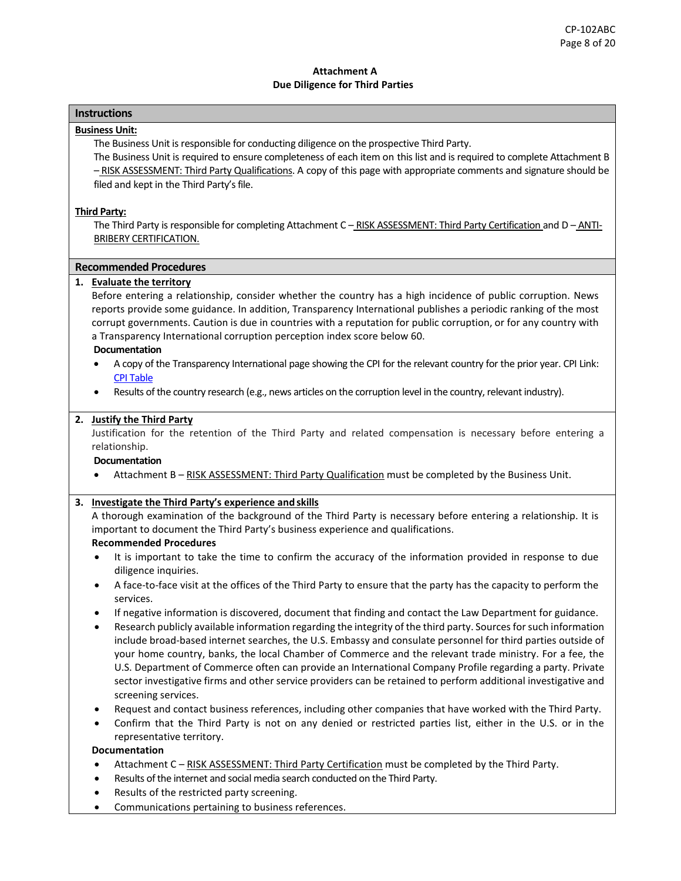**Attachment A**
**Due Diligence for Third Parties**

## Instructions

**Business Unit:**

The Business Unit is responsible for conducting diligence on the prospective Third Party.

The Business Unit is required to ensure completeness of each item on this list and is required to complete Attachment B – RISK ASSESSMENT: Third Party Qualifications. A copy of this page with appropriate comments and signature should be filed and kept in the Third Party's file.

**Third Party:**

The Third Party is responsible for completing Attachment C – RISK ASSESSMENT: Third Party Certification and D – ANTI-BRIBERY CERTIFICATION.

## Recommended Procedures

**1. Evaluate the territory**

Before entering a relationship, consider whether the country has a high incidence of public corruption. News reports provide some guidance. In addition, Transparency International publishes a periodic ranking of the most corrupt governments. Caution is due in countries with a reputation for public corruption, or for any country with a Transparency International corruption perception index score below 60.

**Documentation**

- A copy of the Transparency International page showing the CPI for the relevant country for the prior year. CPI Link: CPI Table
- Results of the country research (e.g., news articles on the corruption level in the country, relevant industry).

**2. Justify the Third Party**

Justification for the retention of the Third Party and related compensation is necessary before entering a relationship.

**Documentation**

- Attachment B – RISK ASSESSMENT: Third Party Qualification must be completed by the Business Unit.

**3. Investigate the Third Party's experience and skills**

A thorough examination of the background of the Third Party is necessary before entering a relationship. It is important to document the Third Party's business experience and qualifications.

**Recommended Procedures**

- It is important to take the time to confirm the accuracy of the information provided in response to due diligence inquiries.
- A face-to-face visit at the offices of the Third Party to ensure that the party has the capacity to perform the services.
- If negative information is discovered, document that finding and contact the Law Department for guidance.
- Research publicly available information regarding the integrity of the third party. Sources for such information include broad-based internet searches, the U.S. Embassy and consulate personnel for third parties outside of your home country, banks, the local Chamber of Commerce and the relevant trade ministry. For a fee, the U.S. Department of Commerce often can provide an International Company Profile regarding a party. Private sector investigative firms and other service providers can be retained to perform additional investigative and screening services.
- Request and contact business references, including other companies that have worked with the Third Party.
- Confirm that the Third Party is not on any denied or restricted parties list, either in the U.S. or in the representative territory.

**Documentation**

- Attachment C – RISK ASSESSMENT: Third Party Certification must be completed by the Third Party.
- Results of the internet and social media search conducted on the Third Party.
- Results of the restricted party screening.
- Communications pertaining to business references.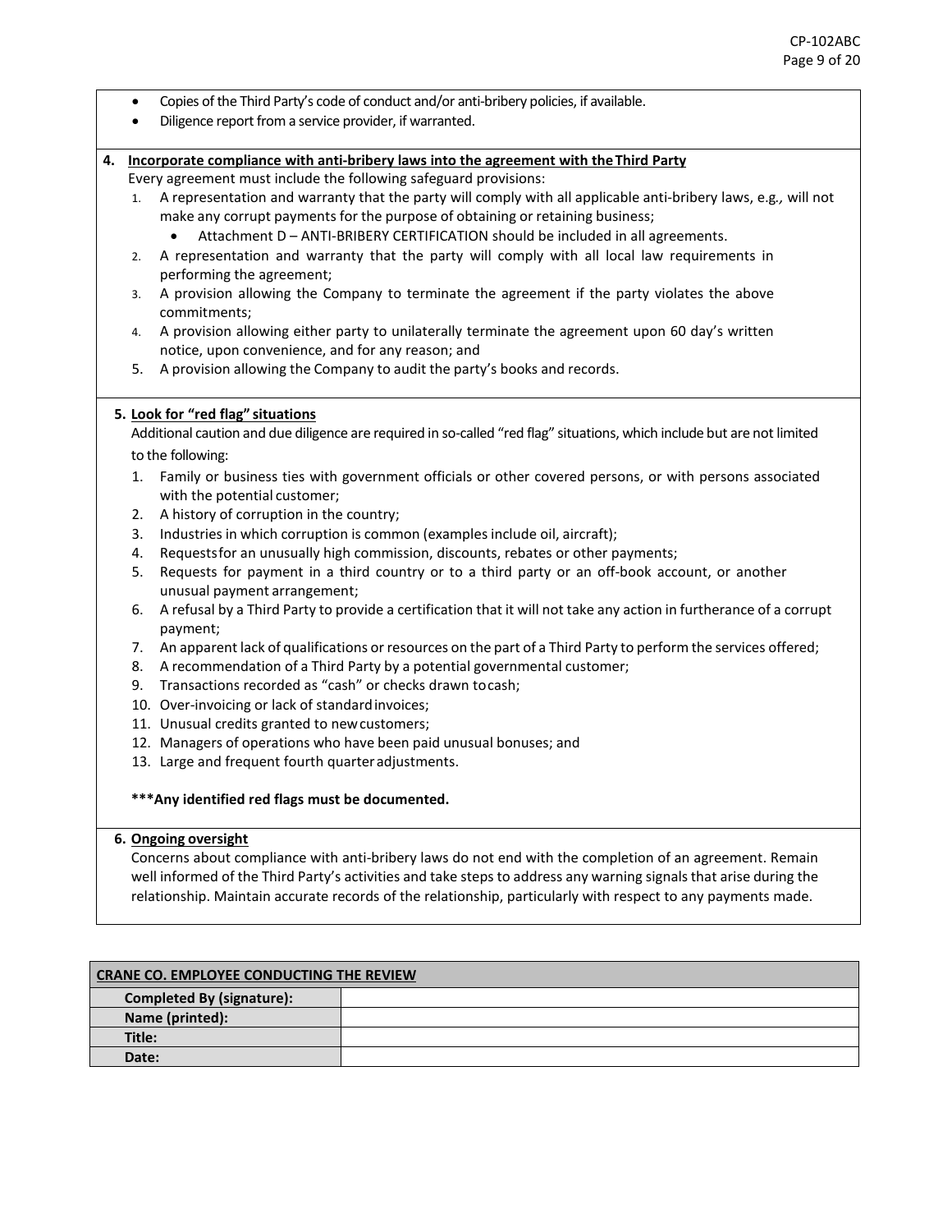- Copies of the Third Party's code of conduct and/or anti-bribery policies, if available.
- Diligence report from a service provider, if warranted.

**4. Incorporate compliance with anti-bribery laws into the agreement with the Third Party**

Every agreement must include the following safeguard provisions:

1. A representation and warranty that the party will comply with all applicable anti-bribery laws, e.g., will not make any corrupt payments for the purpose of obtaining or retaining business;
   - Attachment D – ANTI-BRIBERY CERTIFICATION should be included in all agreements.
2. A representation and warranty that the party will comply with all local law requirements in performing the agreement;
3. A provision allowing the Company to terminate the agreement if the party violates the above commitments;
4. A provision allowing either party to unilaterally terminate the agreement upon 60 day's written notice, upon convenience, and for any reason; and
5. A provision allowing the Company to audit the party's books and records.

**5. Look for "red flag" situations**

Additional caution and due diligence are required in so-called "red flag" situations, which include but are not limited to the following:

1. Family or business ties with government officials or other covered persons, or with persons associated with the potential customer;
2. A history of corruption in the country;
3. Industries in which corruption is common (examples include oil, aircraft);
4. Requests for an unusually high commission, discounts, rebates or other payments;
5. Requests for payment in a third country or to a third party or an off-book account, or another unusual payment arrangement;
6. A refusal by a Third Party to provide a certification that it will not take any action in furtherance of a corrupt payment;
7. An apparent lack of qualifications or resources on the part of a Third Party to perform the services offered;
8. A recommendation of a Third Party by a potential governmental customer;
9. Transactions recorded as "cash" or checks drawn to cash;
10. Over-invoicing or lack of standard invoices;
11. Unusual credits granted to new customers;
12. Managers of operations who have been paid unusual bonuses; and
13. Large and frequent fourth quarter adjustments.

**\*\*\*Any identified red flags must be documented.**

**6. Ongoing oversight**

Concerns about compliance with anti-bribery laws do not end with the completion of an agreement. Remain well informed of the Third Party's activities and take steps to address any warning signals that arise during the relationship. Maintain accurate records of the relationship, particularly with respect to any payments made.

| CRANE CO. EMPLOYEE CONDUCTING THE REVIEW | |
|---|---|
| **Completed By (signature):** | |
| **Name (printed):** | |
| **Title:** | |
| **Date:** | |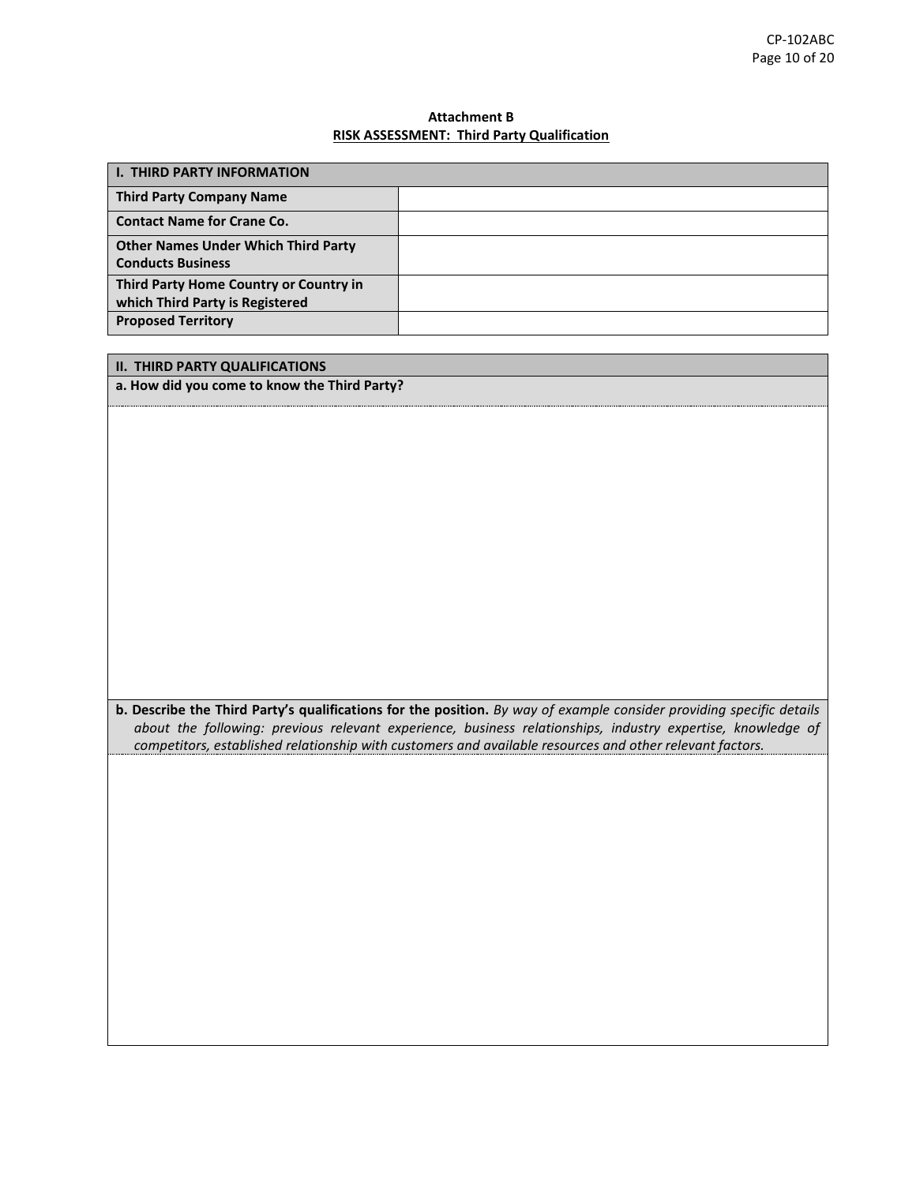**Attachment B**

**RISK ASSESSMENT: Third Party Qualification**

| I. THIRD PARTY INFORMATION | |
|---|---|
| **Third Party Company Name** | |
| **Contact Name for Crane Co.** | |
| **Other Names Under Which Third Party Conducts Business** | |
| **Third Party Home Country or Country in which Third Party is Registered** | |
| **Proposed Territory** | |

**II. THIRD PARTY QUALIFICATIONS**

**a. How did you come to know the Third Party?**

**b. Describe the Third Party's qualifications for the position.** *By way of example consider providing specific details about the following: previous relevant experience, business relationships, industry expertise, knowledge of competitors, established relationship with customers and available resources and other relevant factors.*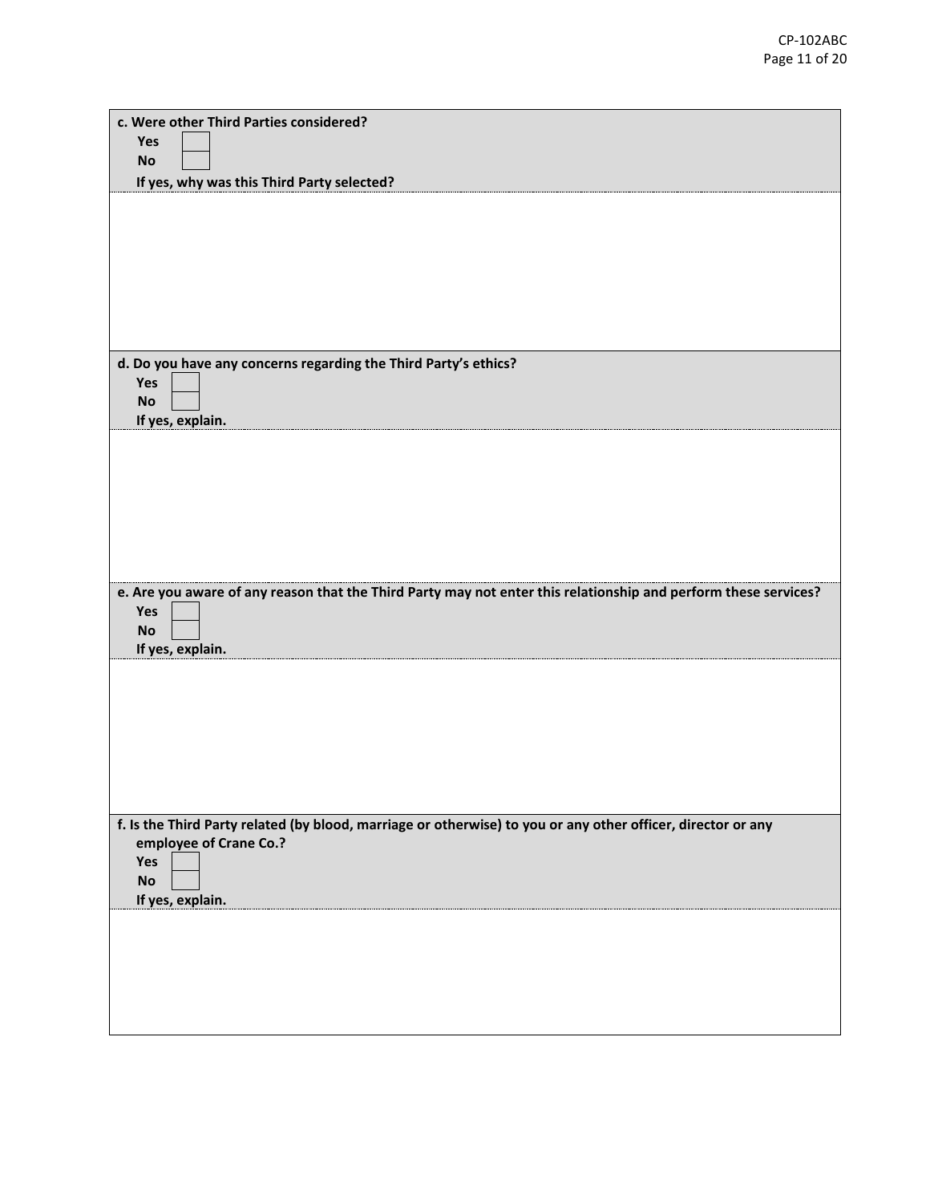**c. Were other Third Parties considered?**

**Yes** ☐

**No** ☐

**If yes, why was this Third Party selected?**

**d. Do you have any concerns regarding the Third Party's ethics?**

**Yes** ☐

**No** ☐

**If yes, explain.**

**e. Are you aware of any reason that the Third Party may not enter this relationship and perform these services?**

**Yes** ☐

**No** ☐

**If yes, explain.**

**f. Is the Third Party related (by blood, marriage or otherwise) to you or any other officer, director or any employee of Crane Co.?**

**Yes** ☐

**No** ☐

**If yes, explain.**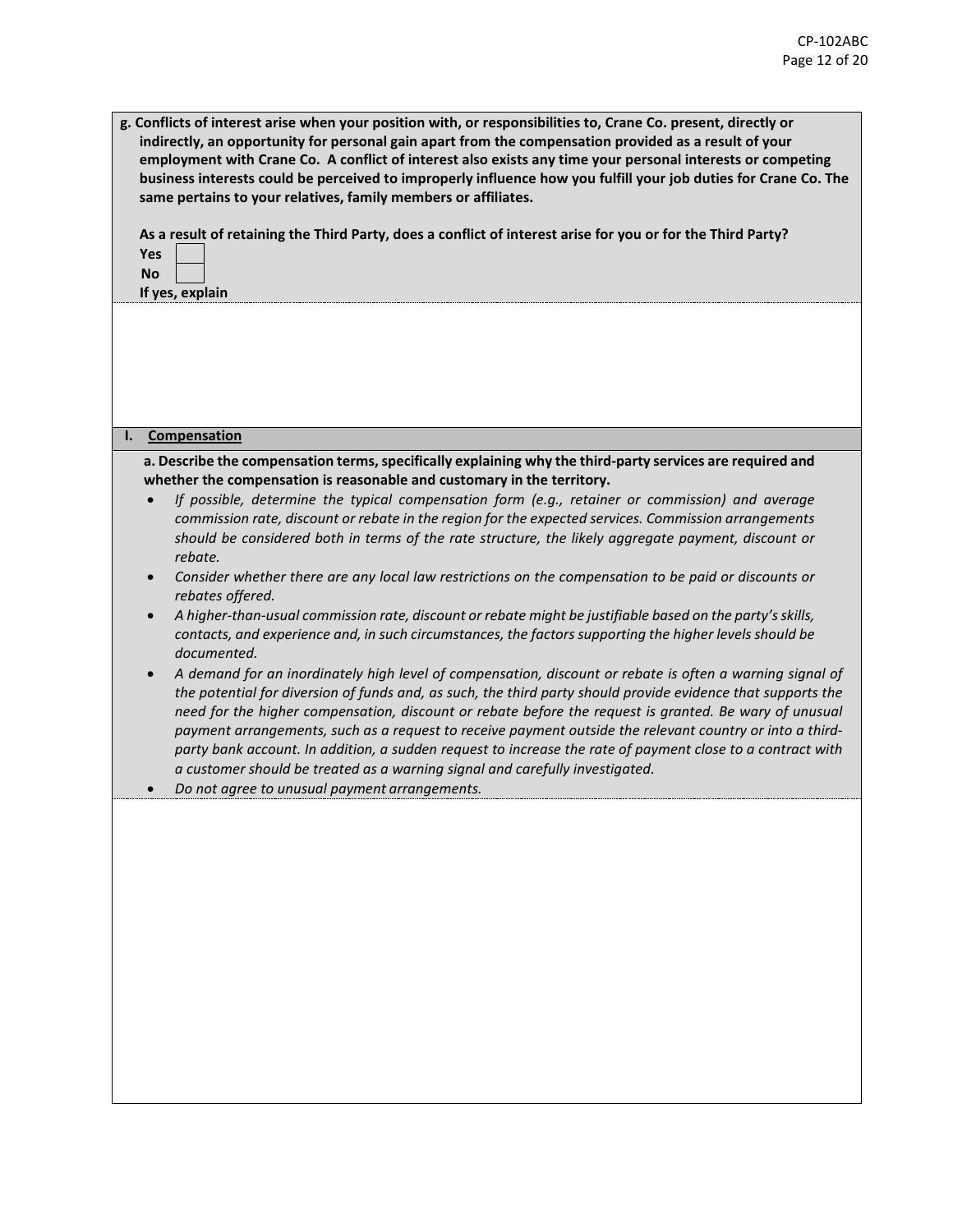**g. Conflicts of interest arise when your position with, or responsibilities to, Crane Co. present, directly or indirectly, an opportunity for personal gain apart from the compensation provided as a result of your employment with Crane Co. A conflict of interest also exists any time your personal interests or competing business interests could be perceived to improperly influence how you fulfill your job duties for Crane Co. The same pertains to your relatives, family members or affiliates.**

**As a result of retaining the Third Party, does a conflict of interest arise for you or for the Third Party?**

**Yes** ☐

**No** ☐

**If yes, explain**

## I. Compensation

**a. Describe the compensation terms, specifically explaining why the third-party services are required and whether the compensation is reasonable and customary in the territory.**

- *If possible, determine the typical compensation form (e.g., retainer or commission) and average commission rate, discount or rebate in the region for the expected services. Commission arrangements should be considered both in terms of the rate structure, the likely aggregate payment, discount or rebate.*
- *Consider whether there are any local law restrictions on the compensation to be paid or discounts or rebates offered.*
- *A higher-than-usual commission rate, discount or rebate might be justifiable based on the party's skills, contacts, and experience and, in such circumstances, the factors supporting the higher levels should be documented.*
- *A demand for an inordinately high level of compensation, discount or rebate is often a warning signal of the potential for diversion of funds and, as such, the third party should provide evidence that supports the need for the higher compensation, discount or rebate before the request is granted. Be wary of unusual payment arrangements, such as a request to receive payment outside the relevant country or into a third-party bank account. In addition, a sudden request to increase the rate of payment close to a contract with a customer should be treated as a warning signal and carefully investigated.*
- *Do not agree to unusual payment arrangements.*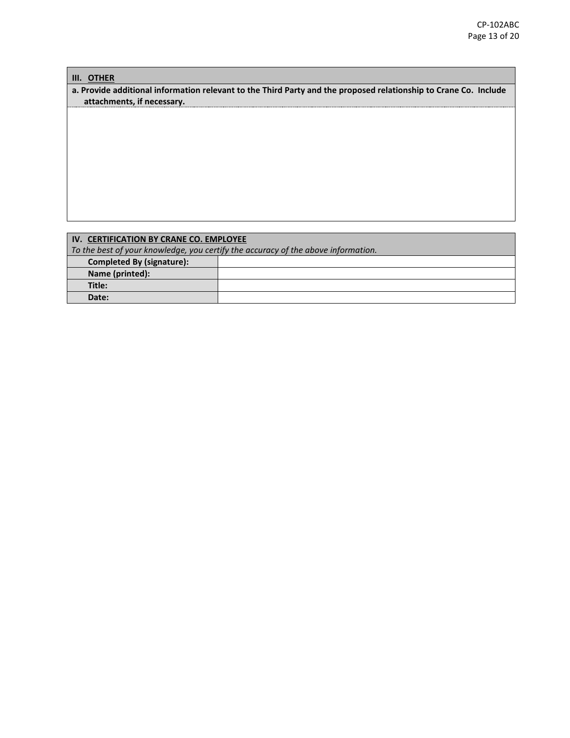## III. OTHER

**a. Provide additional information relevant to the Third Party and the proposed relationship to Crane Co. Include attachments, if necessary.**

## IV. CERTIFICATION BY CRANE CO. EMPLOYEE

*To the best of your knowledge, you certify the accuracy of the above information.*

| | |
|---|---|
| **Completed By (signature):** | |
| **Name (printed):** | |
| **Title:** | |
| **Date:** | |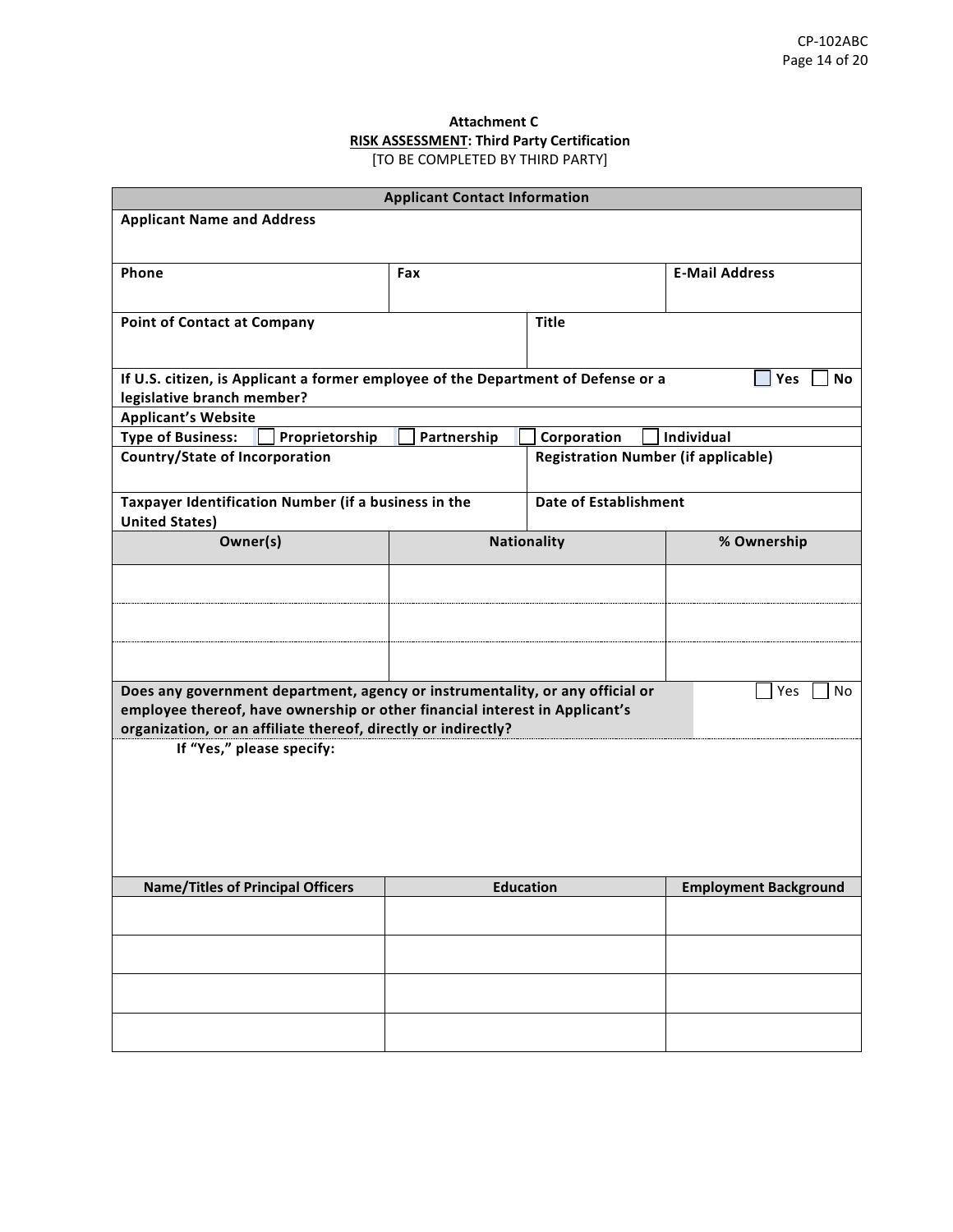**Attachment C**
**RISK ASSESSMENT: Third Party Certification**
[TO BE COMPLETED BY THIRD PARTY]

| **Applicant Contact Information** | | |
|---|---|---|
| **Applicant Name and Address** | | |
| **Phone** | **Fax** | **E-Mail Address** |
| **Point of Contact at Company** | **Title** | |
| **If U.S. citizen, is Applicant a former employee of the Department of Defense or a legislative branch member?** | | ☐ **Yes** ☐ **No** |
| **Applicant's Website** | | |
| **Type of Business:** ☐ **Proprietorship** ☐ **Partnership** ☐ **Corporation** ☐ **Individual** | | |
| **Country/State of Incorporation** | **Registration Number (if applicable)** | |
| **Taxpayer Identification Number (if a business in the United States)** | **Date of Establishment** | |

| **Owner(s)** | **Nationality** | **% Ownership** |
|---|---|---|
| | | |
| | | |
| | | |

| **Does any government department, agency or instrumentality, or any official or employee thereof, have ownership or other financial interest in Applicant's organization, or an affiliate thereof, directly or indirectly?** | ☐ Yes ☐ No |
|---|---|
| **If "Yes," please specify:** | |

| **Name/Titles of Principal Officers** | **Education** | **Employment Background** |
|---|---|---|
| | | |
| | | |
| | | |
| | | |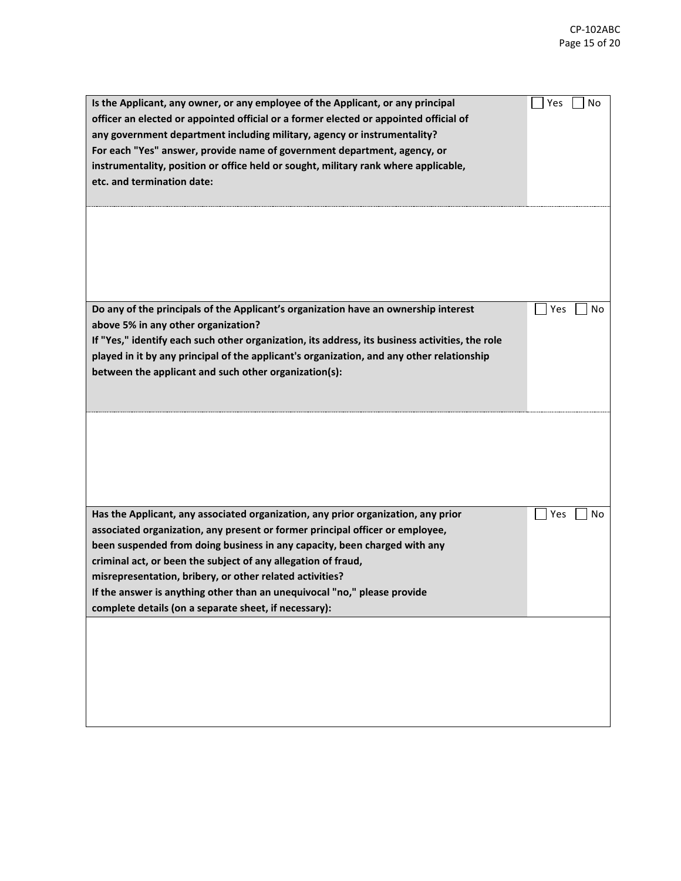| Question | Answer |
| --- | --- |
| **Is the Applicant, any owner, or any employee of the Applicant, or any principal officer an elected or appointed official or a former elected or appointed official of any government department including military, agency or instrumentality?**<br>**For each "Yes" answer, provide name of government department, agency, or instrumentality, position or office held or sought, military rank where applicable, etc. and termination date:** | ☐ Yes ☐ No |
| | |
| **Do any of the principals of the Applicant's organization have an ownership interest above 5% in any other organization?**<br>**If "Yes," identify each such other organization, its address, its business activities, the role played in it by any principal of the applicant's organization, and any other relationship between the applicant and such other organization(s):** | ☐ Yes ☐ No |
| | |
| **Has the Applicant, any associated organization, any prior organization, any prior associated organization, any present or former principal officer or employee, been suspended from doing business in any capacity, been charged with any criminal act, or been the subject of any allegation of fraud, misrepresentation, bribery, or other related activities?**<br>**If the answer is anything other than an unequivocal "no," please provide complete details (on a separate sheet, if necessary):** | ☐ Yes ☐ No |
| | |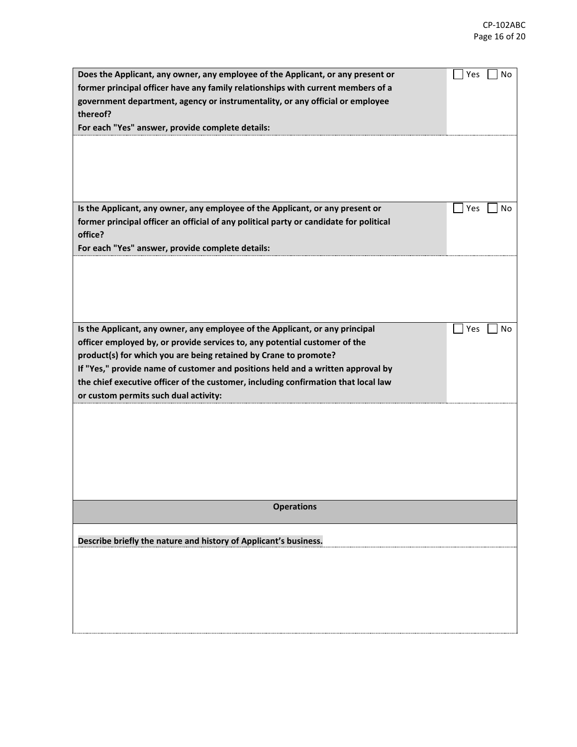**Does the Applicant, any owner, any employee of the Applicant, or any present or former principal officer have any family relationships with current members of a government department, agency or instrumentality, or any official or employee thereof?**

**For each "Yes" answer, provide complete details:**

☐ Yes ☐ No

**Is the Applicant, any owner, any employee of the Applicant, or any present or former principal officer an official of any political party or candidate for political office?**

**For each "Yes" answer, provide complete details:**

☐ Yes ☐ No

**Is the Applicant, any owner, any employee of the Applicant, or any principal officer employed by, or provide services to, any potential customer of the product(s) for which you are being retained by Crane to promote?**

**If "Yes," provide name of customer and positions held and a written approval by the chief executive officer of the customer, including confirmation that local law or custom permits such dual activity:**

☐ Yes ☐ No

## Operations

**Describe briefly the nature and history of Applicant's business.**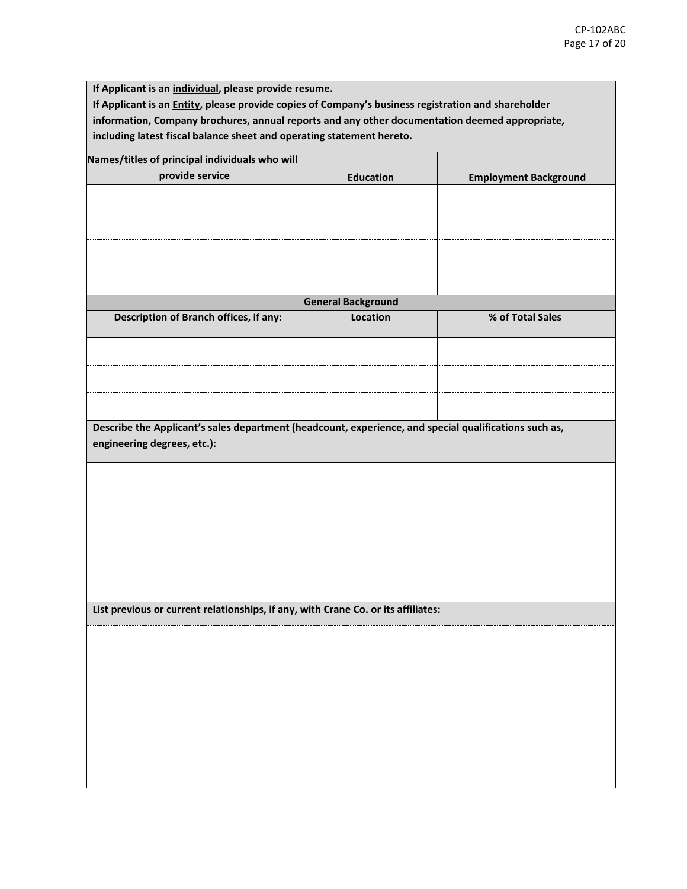**If Applicant is an individual, please provide resume.**
**If Applicant is an Entity, please provide copies of Company's business registration and shareholder information, Company brochures, annual reports and any other documentation deemed appropriate, including latest fiscal balance sheet and operating statement hereto.**

| Names/titles of principal individuals who will provide service | Education | Employment Background |
|---|---|---|
| | | |
| | | |
| | | |
| | | |

**General Background**

| Description of Branch offices, if any: | Location | % of Total Sales |
|---|---|---|
| | | |
| | | |
| | | |

**Describe the Applicant's sales department (headcount, experience, and special qualifications such as, engineering degrees, etc.):**

**List previous or current relationships, if any, with Crane Co. or its affiliates:**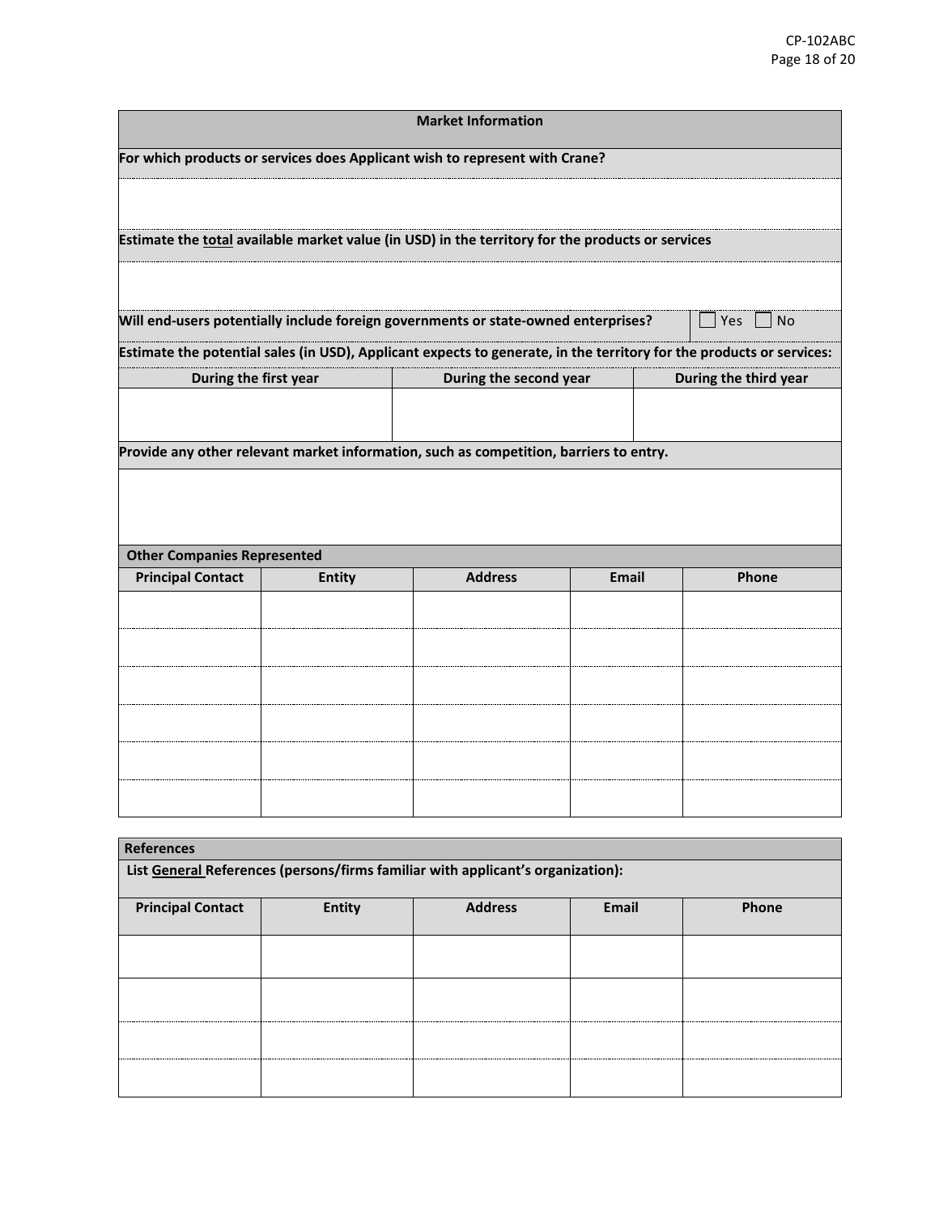## Market Information

**For which products or services does Applicant wish to represent with Crane?**

**Estimate the <u>total</u> available market value (in USD) in the territory for the products or services**

**Will end-users potentially include foreign governments or state-owned enterprises?** ☐ Yes ☐ No

**Estimate the potential sales (in USD), Applicant expects to generate, in the territory for the products or services:**

| During the first year | During the second year | During the third year |
|---|---|---|
| | | |

**Provide any other relevant market information, such as competition, barriers to entry.**

### Other Companies Represented

| Principal Contact | Entity | Address | Email | Phone |
|---|---|---|---|---|
| | | | | |
| | | | | |
| | | | | |
| | | | | |
| | | | | |
| | | | | |

### References

**List <u>General</u> References (persons/firms familiar with applicant's organization):**

| Principal Contact | Entity | Address | Email | Phone |
|---|---|---|---|---|
| | | | | |
| | | | | |
| | | | | |
| | | | | |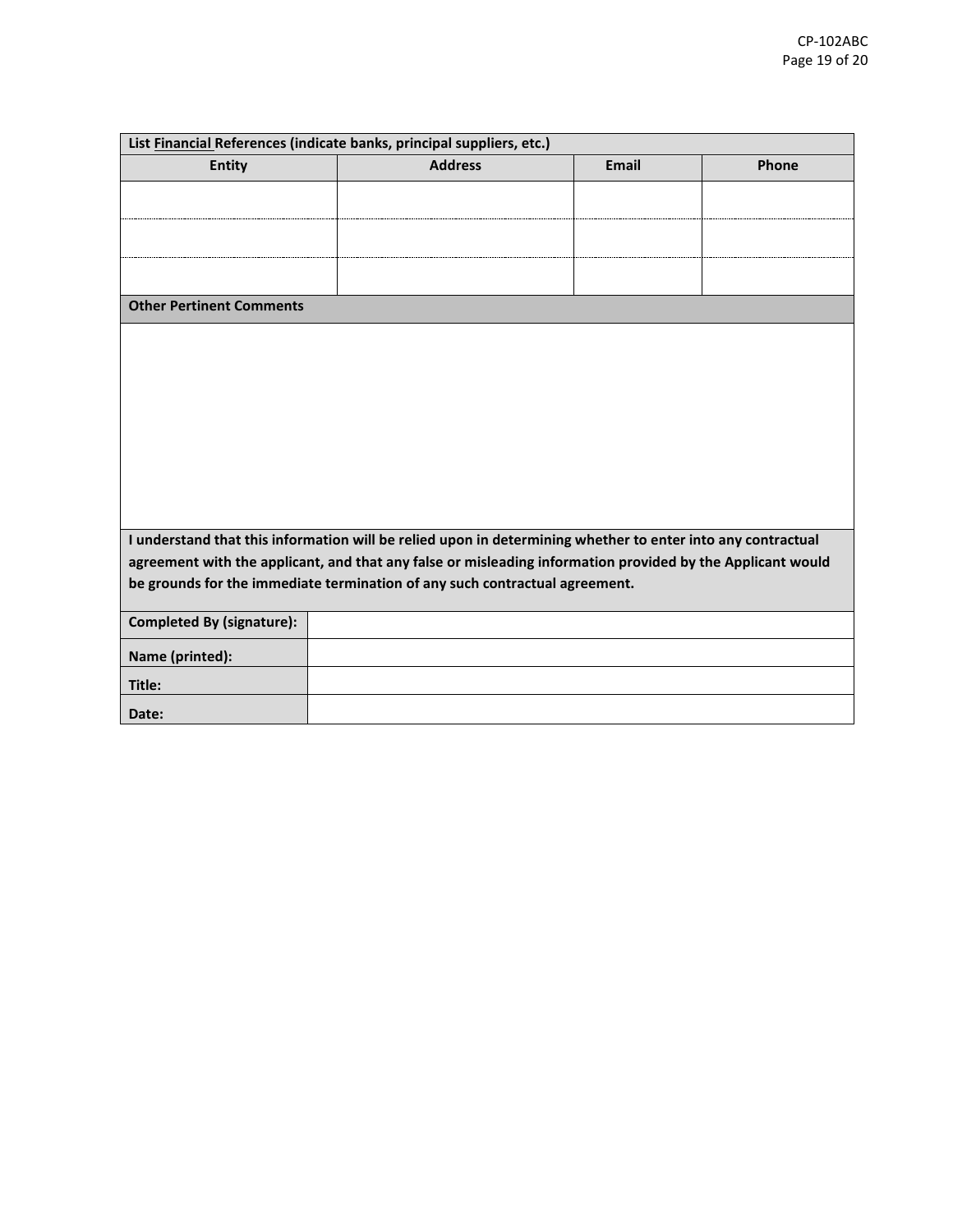| List <u>Financial</u> References (indicate banks, principal suppliers, etc.) | | | |
|---|---|---|---|
| **Entity** | **Address** | **Email** | **Phone** |
| | | | |
| | | | |
| | | | |

**Other Pertinent Comments**

**I understand that this information will be relied upon in determining whether to enter into any contractual agreement with the applicant, and that any false or misleading information provided by the Applicant would be grounds for the immediate termination of any such contractual agreement.**

| | |
|---|---|
| **Completed By (signature):** | |
| **Name (printed):** | |
| **Title:** | |
| **Date:** | |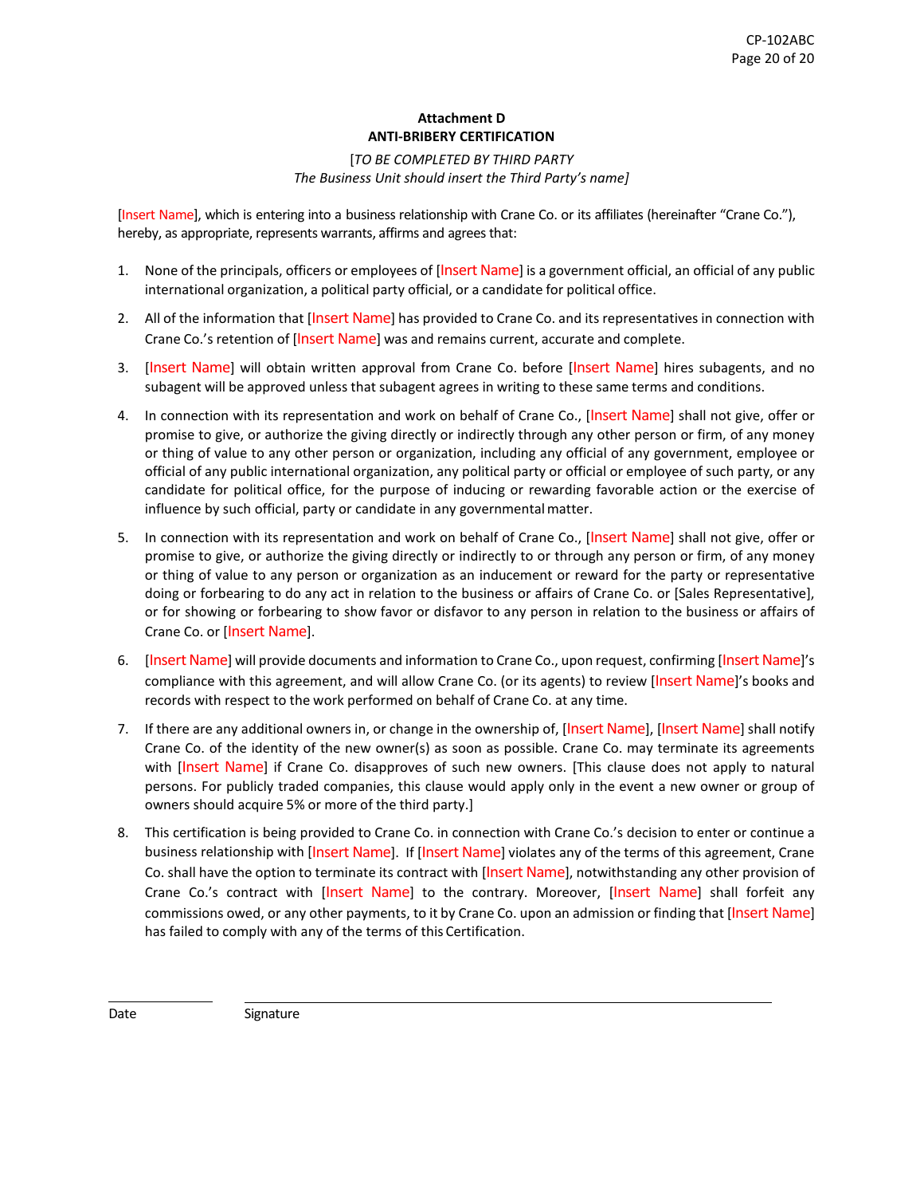**Attachment D**
**ANTI-BRIBERY CERTIFICATION**

[*TO BE COMPLETED BY THIRD PARTY*
*The Business Unit should insert the Third Party's name]*

[Insert Name], which is entering into a business relationship with Crane Co. or its affiliates (hereinafter "Crane Co."), hereby, as appropriate, represents warrants, affirms and agrees that:

1. None of the principals, officers or employees of [Insert Name] is a government official, an official of any public international organization, a political party official, or a candidate for political office.

2. All of the information that [Insert Name] has provided to Crane Co. and its representatives in connection with Crane Co.'s retention of [Insert Name] was and remains current, accurate and complete.

3. [Insert Name] will obtain written approval from Crane Co. before [Insert Name] hires subagents, and no subagent will be approved unless that subagent agrees in writing to these same terms and conditions.

4. In connection with its representation and work on behalf of Crane Co., [Insert Name] shall not give, offer or promise to give, or authorize the giving directly or indirectly through any other person or firm, of any money or thing of value to any other person or organization, including any official of any government, employee or official of any public international organization, any political party or official or employee of such party, or any candidate for political office, for the purpose of inducing or rewarding favorable action or the exercise of influence by such official, party or candidate in any governmental matter.

5. In connection with its representation and work on behalf of Crane Co., [Insert Name] shall not give, offer or promise to give, or authorize the giving directly or indirectly to or through any person or firm, of any money or thing of value to any person or organization as an inducement or reward for the party or representative doing or forbearing to do any act in relation to the business or affairs of Crane Co. or [Sales Representative], or for showing or forbearing to show favor or disfavor to any person in relation to the business or affairs of Crane Co. or [Insert Name].

6. [Insert Name] will provide documents and information to Crane Co., upon request, confirming [Insert Name]'s compliance with this agreement, and will allow Crane Co. (or its agents) to review [Insert Name]'s books and records with respect to the work performed on behalf of Crane Co. at any time.

7. If there are any additional owners in, or change in the ownership of, [Insert Name], [Insert Name] shall notify Crane Co. of the identity of the new owner(s) as soon as possible. Crane Co. may terminate its agreements with [Insert Name] if Crane Co. disapproves of such new owners. [This clause does not apply to natural persons. For publicly traded companies, this clause would apply only in the event a new owner or group of owners should acquire 5% or more of the third party.]

8. This certification is being provided to Crane Co. in connection with Crane Co.'s decision to enter or continue a business relationship with [Insert Name]. If [Insert Name] violates any of the terms of this agreement, Crane Co. shall have the option to terminate its contract with [Insert Name], notwithstanding any other provision of Crane Co.'s contract with [Insert Name] to the contrary. Moreover, [Insert Name] shall forfeit any commissions owed, or any other payments, to it by Crane Co. upon an admission or finding that [Insert Name] has failed to comply with any of the terms of this Certification.

\_\_\_\_\_\_\_\_\_\_\_\_\_\_ \_\_\_\_\_\_\_\_\_\_\_\_\_\_\_\_\_\_\_\_\_\_\_\_\_\_\_\_\_\_\_\_\_\_\_\_\_\_\_\_

Date Signature